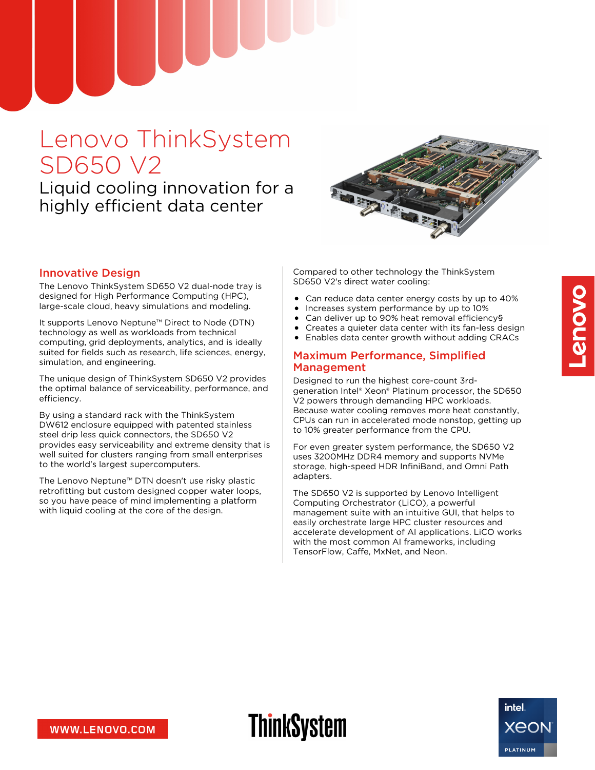# Lenovo ThinkSystem SD650 V2

## Liquid cooling innovation for a highly efficient data center

### Innovative Design

The Lenovo ThinkSystem SD650 V2 dual-node tray is designed for High Performance Computing (HPC), large-scale cloud, heavy simulations and modeling.

It supports Lenovo Neptune™ Direct to Node (DTN) technology as well as workloads from technical computing, grid deployments, analytics, and is ideally suited for fields such as research, life sciences, energy, simulation, and engineering.

The unique design of the ThinkSystem SD650 V2 provides the optimal balance of serviceability, performance, and efficiency.

By using a standard rack with the ThinkSystem DW612 enclosure equipped with patented stainless steel drip less quick connectors, the SD650 V2 provides easy serviceability and extreme density that is well suited for clusters ranging from small enterprises to the world's largest supercomputers.

The Lenovo Neptune™ DTN doesn't use risky plastic retrofitting but custom designed copper water loops, so you have peace of mind implementing a platform with liquid cooling at the core of the design.

Compared to other technology the ThinkSystem SD650 V2's direct water cooling:

- Can reduce data center energy costs by up to 40%
- Increases system performance by up to 10%
- Can deliver up to 90% heat removal efficiency§
- Creates a quieter data center with its fan-less design
- Enables data center growth without adding CRACs

### Maximum Performance, Simplified Management

Designed to run the highest core-count 3rd-generation Intel® Xeon® Platinum processor, the SD650 V2 powers through demanding HPC workloads. Because water cooling removes more heat constantly, CPUs can run in accelerated mode nonstop, getting up to 10% greater performance from the CPU.

For even greater system performance, the SD650 V2 uses 3200MHz DDR4 memory and supports NVMe storage, high-speed HDR InfiniBand, and Omni Path adapters.

The SD650 V2 is supported by Lenovo Intelligent Computing Orchestrator (LiCO), a powerful management suite with an intuitive GUI, that helps to easily orchestrate large HPC cluster resources and accelerate development of AI applications. LiCO works with the most common AI frameworks, including TensorFlow, Caffe, MxNet, and Neon.

WWW.LENOVO.COM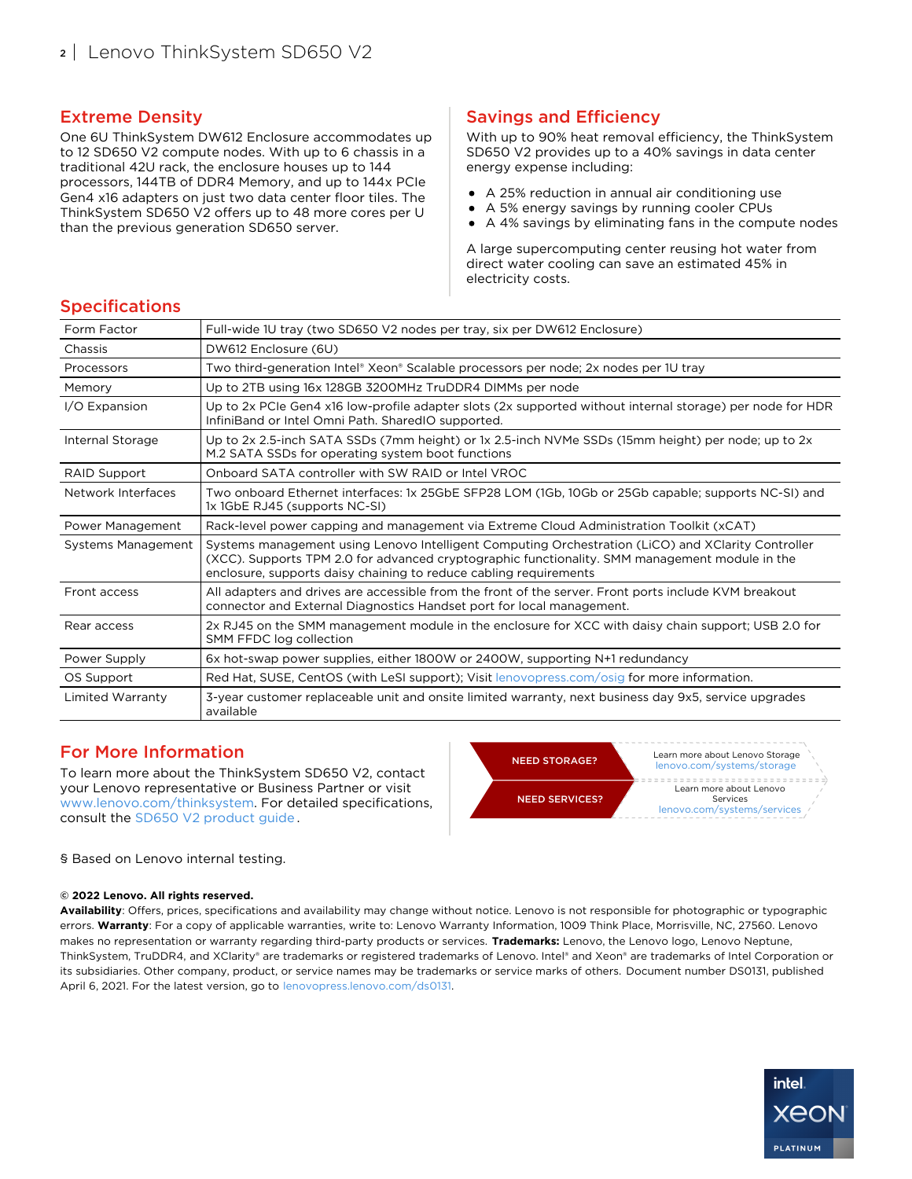## Extreme Density

One 6U ThinkSystem DW612 Enclosure accommodates up to 12 SD650 V2 compute nodes. With up to 6 chassis in a traditional 42U rack, the enclosure houses up to 144 processors, 144TB of DDR4 Memory, and up to 144x PCIe Gen4 x16 adapters on just two data center floor tiles. The ThinkSystem SD650 V2 offers up to 48 more cores per U than the previous generation SD650 server.

## Savings and Efficiency

With up to 90% heat removal efficiency, the ThinkSystem SD650 V2 provides up to a 40% savings in data center energy expense including:

- A 25% reduction in annual air conditioning use
- A 5% energy savings by running cooler CPUs
- A 4% savings by eliminating fans in the compute nodes

A large supercomputing center reusing hot water from direct water cooling can save an estimated 45% in electricity costs.

## Specifications

| | |
|---|---|
| Form Factor | Full-wide 1U tray (two SD650 V2 nodes per tray, six per DW612 Enclosure) |
| Chassis | DW612 Enclosure (6U) |
| Processors | Two third-generation Intel® Xeon® Scalable processors per node; 2x nodes per 1U tray |
| Memory | Up to 2TB using 16x 128GB 3200MHz TruDDR4 DIMMs per node |
| I/O Expansion | Up to 2x PCIe Gen4 x16 low-profile adapter slots (2x supported without internal storage) per node for HDR InfiniBand or Intel Omni Path. SharedIO supported. |
| Internal Storage | Up to 2x 2.5-inch SATA SSDs (7mm height) or 1x 2.5-inch NVMe SSDs (15mm height) per node; up to 2x M.2 SATA SSDs for operating system boot functions |
| RAID Support | Onboard SATA controller with SW RAID or Intel VROC |
| Network Interfaces | Two onboard Ethernet interfaces: 1x 25GbE SFP28 LOM (1Gb, 10Gb or 25Gb capable; supports NC-SI) and 1x 1GbE RJ45 (supports NC-SI) |
| Power Management | Rack-level power capping and management via Extreme Cloud Administration Toolkit (xCAT) |
| Systems Management | Systems management using Lenovo Intelligent Computing Orchestration (LiCO) and XClarity Controller (XCC). Supports TPM 2.0 for advanced cryptographic functionality. SMM management module in the enclosure, supports daisy chaining to reduce cabling requirements |
| Front access | All adapters and drives are accessible from the front of the server. Front ports include KVM breakout connector and External Diagnostics Handset port for local management. |
| Rear access | 2x RJ45 on the SMM management module in the enclosure for XCC with daisy chain support; USB 2.0 for SMM FFDC log collection |
| Power Supply | 6x hot-swap power supplies, either 1800W or 2400W, supporting N+1 redundancy |
| OS Support | Red Hat, SUSE, CentOS (with LeSI support); Visit lenovopress.com/osig for more information. |
| Limited Warranty | 3-year customer replaceable unit and onsite limited warranty, next business day 9x5, service upgrades available |

## For More Information

To learn more about the ThinkSystem SD650 V2, contact your Lenovo representative or Business Partner or visit www.lenovo.com/thinksystem. For detailed specifications, consult the SD650 V2 product guide.

**NEED STORAGE?** Learn more about Lenovo Storage lenovo.com/systems/storage

**NEED SERVICES?** Learn more about Lenovo Services lenovo.com/systems/services

§ Based on Lenovo internal testing.

**© 2022 Lenovo. All rights reserved.**
**Availability**: Offers, prices, specifications and availability may change without notice. Lenovo is not responsible for photographic or typographic errors. **Warranty**: For a copy of applicable warranties, write to: Lenovo Warranty Information, 1009 Think Place, Morrisville, NC, 27560. Lenovo makes no representation or warranty regarding third-party products or services. **Trademarks:** Lenovo, the Lenovo logo, Lenovo Neptune, ThinkSystem, TruDDR4, and XClarity® are trademarks or registered trademarks of Lenovo. Intel® and Xeon® are trademarks of Intel Corporation or its subsidiaries. Other company, product, or service names may be trademarks or service marks of others. Document number DS0131, published April 6, 2021. For the latest version, go to lenovopress.lenovo.com/ds0131.

intel. XEON PLATINUM